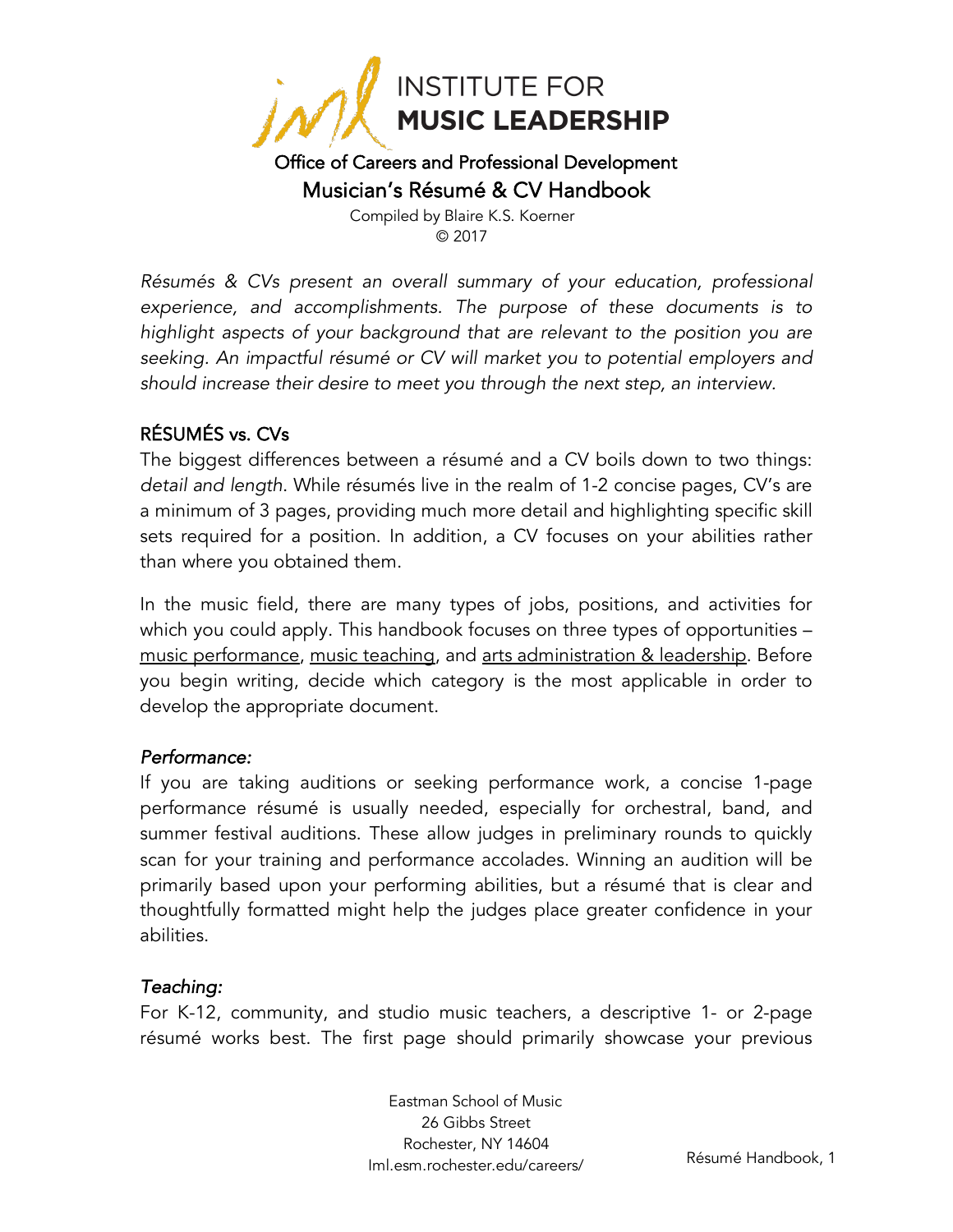# INSTITUTE FOR MUSIC LEADERSHIP

## Office of Careers and Professional Development

## Musician's Résumé & CV Handbook

Compiled by Blaire K.S. Koerner
© 2017

*Résumés & CVs present an overall summary of your education, professional experience, and accomplishments. The purpose of these documents is to highlight aspects of your background that are relevant to the position you are seeking. An impactful résumé or CV will market you to potential employers and should increase their desire to meet you through the next step, an interview.*

### RÉSUMÉS vs. CVs

The biggest differences between a résumé and a CV boils down to two things: *detail and length*. While résumés live in the realm of 1-2 concise pages, CV's are a minimum of 3 pages, providing much more detail and highlighting specific skill sets required for a position. In addition, a CV focuses on your abilities rather than where you obtained them.

In the music field, there are many types of jobs, positions, and activities for which you could apply. This handbook focuses on three types of opportunities – <u>music performance</u>, <u>music teaching</u>, and <u>arts administration & leadership</u>. Before you begin writing, decide which category is the most applicable in order to develop the appropriate document.

#### *Performance:*

If you are taking auditions or seeking performance work, a concise 1-page performance résumé is usually needed, especially for orchestral, band, and summer festival auditions. These allow judges in preliminary rounds to quickly scan for your training and performance accolades. Winning an audition will be primarily based upon your performing abilities, but a résumé that is clear and thoughtfully formatted might help the judges place greater confidence in your abilities.

#### *Teaching:*

For K-12, community, and studio music teachers, a descriptive 1- or 2-page résumé works best. The first page should primarily showcase your previous

Eastman School of Music
26 Gibbs Street
Rochester, NY 14604
Iml.esm.rochester.edu/careers/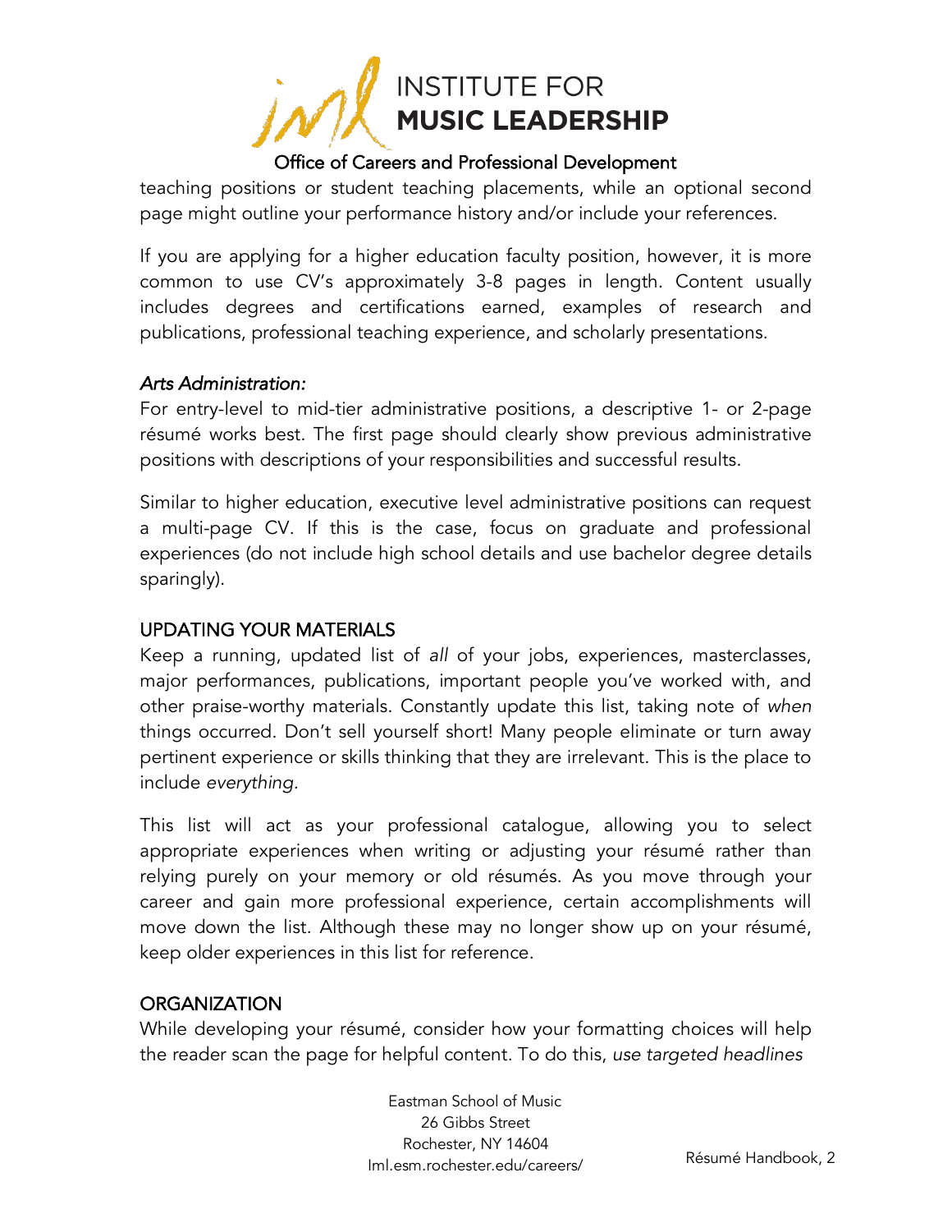teaching positions or student teaching placements, while an optional second page might outline your performance history and/or include your references.

If you are applying for a higher education faculty position, however, it is more common to use CV's approximately 3-8 pages in length. Content usually includes degrees and certifications earned, examples of research and publications, professional teaching experience, and scholarly presentations.

*Arts Administration:*

For entry-level to mid-tier administrative positions, a descriptive 1- or 2-page résumé works best. The first page should clearly show previous administrative positions with descriptions of your responsibilities and successful results.

Similar to higher education, executive level administrative positions can request a multi-page CV. If this is the case, focus on graduate and professional experiences (do not include high school details and use bachelor degree details sparingly).

## UPDATING YOUR MATERIALS

Keep a running, updated list of *all* of your jobs, experiences, masterclasses, major performances, publications, important people you've worked with, and other praise-worthy materials. Constantly update this list, taking note of *when* things occurred. Don't sell yourself short! Many people eliminate or turn away pertinent experience or skills thinking that they are irrelevant. This is the place to include *everything*.

This list will act as your professional catalogue, allowing you to select appropriate experiences when writing or adjusting your résumé rather than relying purely on your memory or old résumés. As you move through your career and gain more professional experience, certain accomplishments will move down the list. Although these may no longer show up on your résumé, keep older experiences in this list for reference.

## ORGANIZATION

While developing your résumé, consider how your formatting choices will help the reader scan the page for helpful content. To do this, *use targeted headlines*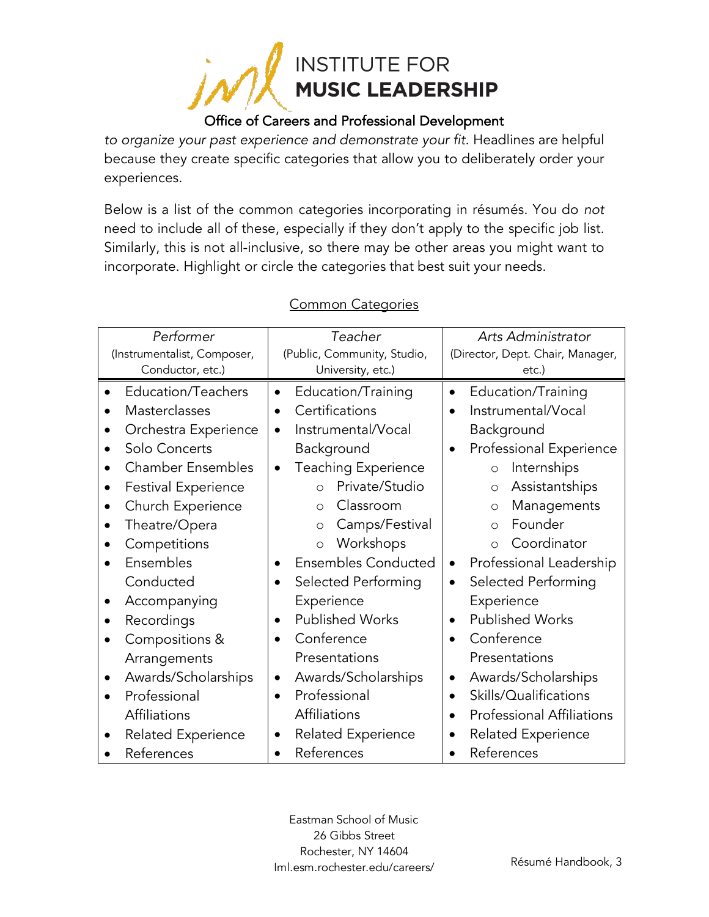*to organize your past experience and demonstrate your fit.* Headlines are helpful because they create specific categories that allow you to deliberately order your experiences.

Below is a list of the common categories incorporating in résumés. You do *not* need to include all of these, especially if they don't apply to the specific job list. Similarly, this is not all-inclusive, so there may be other areas you might want to incorporate. Highlight or circle the categories that best suit your needs.

## Common Categories

| *Performer* (Instrumentalist, Composer, Conductor, etc.) | *Teacher* (Public, Community, Studio, University, etc.) | *Arts Administrator* (Director, Dept. Chair, Manager, etc.) |
|---|---|---|
| • Education/Teachers<br>• Masterclasses<br>• Orchestra Experience<br>• Solo Concerts<br>• Chamber Ensembles<br>• Festival Experience<br>• Church Experience<br>• Theatre/Opera<br>• Competitions<br>• Ensembles Conducted<br>• Accompanying<br>• Recordings<br>• Compositions & Arrangements<br>• Awards/Scholarships<br>• Professional Affiliations<br>• Related Experience<br>• References | • Education/Training<br>• Certifications<br>• Instrumental/Vocal Background<br>• Teaching Experience<br>&nbsp;&nbsp;&nbsp;&nbsp;○ Private/Studio<br>&nbsp;&nbsp;&nbsp;&nbsp;○ Classroom<br>&nbsp;&nbsp;&nbsp;&nbsp;○ Camps/Festival<br>&nbsp;&nbsp;&nbsp;&nbsp;○ Workshops<br>• Ensembles Conducted<br>• Selected Performing Experience<br>• Published Works<br>• Conference Presentations<br>• Awards/Scholarships<br>• Professional Affiliations<br>• Related Experience<br>• References | • Education/Training<br>• Instrumental/Vocal Background<br>• Professional Experience<br>&nbsp;&nbsp;&nbsp;&nbsp;○ Internships<br>&nbsp;&nbsp;&nbsp;&nbsp;○ Assistantships<br>&nbsp;&nbsp;&nbsp;&nbsp;○ Managements<br>&nbsp;&nbsp;&nbsp;&nbsp;○ Founder<br>&nbsp;&nbsp;&nbsp;&nbsp;○ Coordinator<br>• Professional Leadership<br>• Selected Performing Experience<br>• Published Works<br>• Conference Presentations<br>• Awards/Scholarships<br>• Skills/Qualifications<br>• Professional Affiliations<br>• Related Experience<br>• References |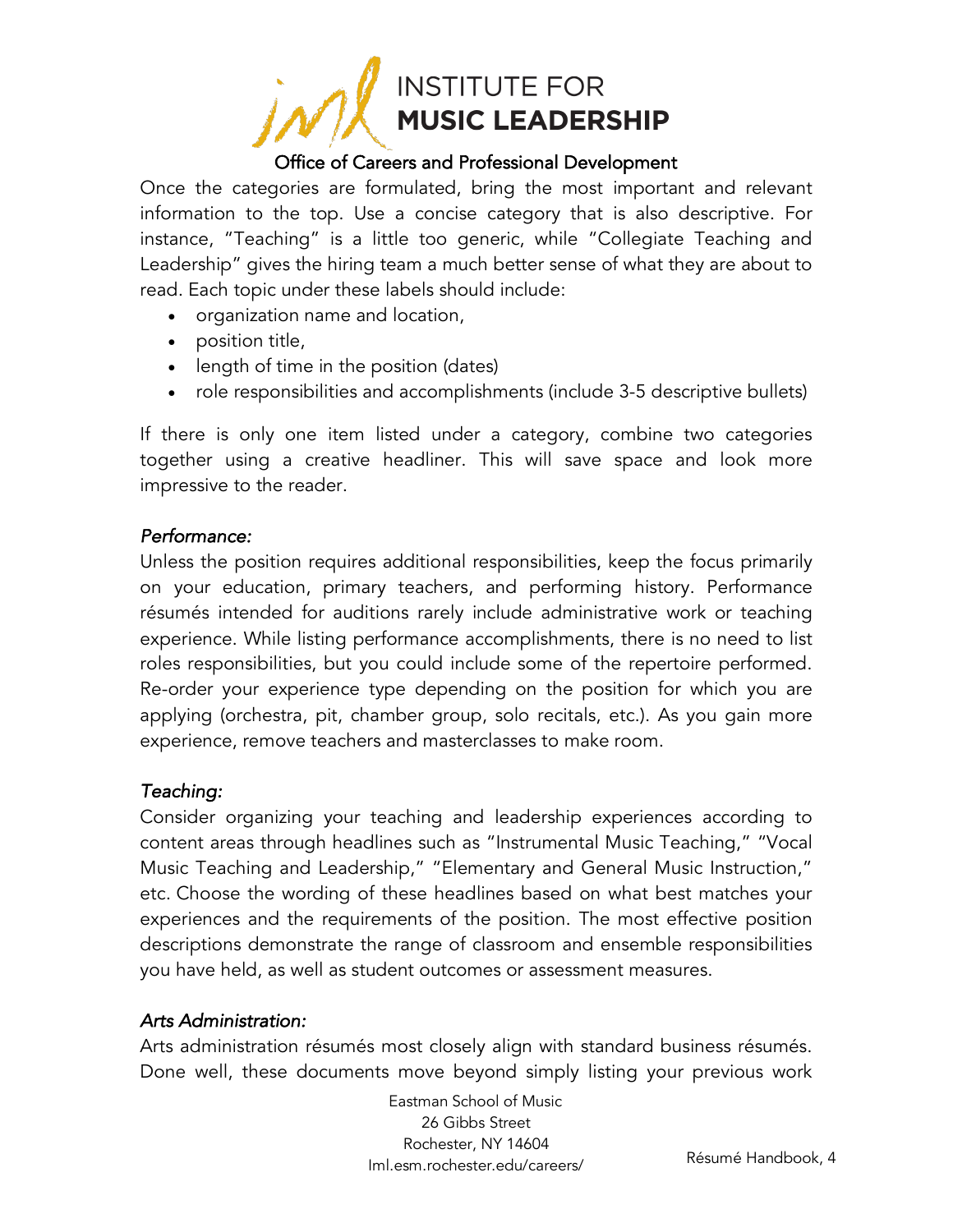Once the categories are formulated, bring the most important and relevant information to the top. Use a concise category that is also descriptive. For instance, "Teaching" is a little too generic, while "Collegiate Teaching and Leadership" gives the hiring team a much better sense of what they are about to read. Each topic under these labels should include:

- organization name and location,
- position title,
- length of time in the position (dates)
- role responsibilities and accomplishments (include 3-5 descriptive bullets)

If there is only one item listed under a category, combine two categories together using a creative headliner. This will save space and look more impressive to the reader.

*Performance:*

Unless the position requires additional responsibilities, keep the focus primarily on your education, primary teachers, and performing history. Performance résumés intended for auditions rarely include administrative work or teaching experience. While listing performance accomplishments, there is no need to list roles responsibilities, but you could include some of the repertoire performed. Re-order your experience type depending on the position for which you are applying (orchestra, pit, chamber group, solo recitals, etc.). As you gain more experience, remove teachers and masterclasses to make room.

*Teaching:*

Consider organizing your teaching and leadership experiences according to content areas through headlines such as "Instrumental Music Teaching," "Vocal Music Teaching and Leadership," "Elementary and General Music Instruction," etc. Choose the wording of these headlines based on what best matches your experiences and the requirements of the position. The most effective position descriptions demonstrate the range of classroom and ensemble responsibilities you have held, as well as student outcomes or assessment measures.

*Arts Administration:*

Arts administration résumés most closely align with standard business résumés. Done well, these documents move beyond simply listing your previous work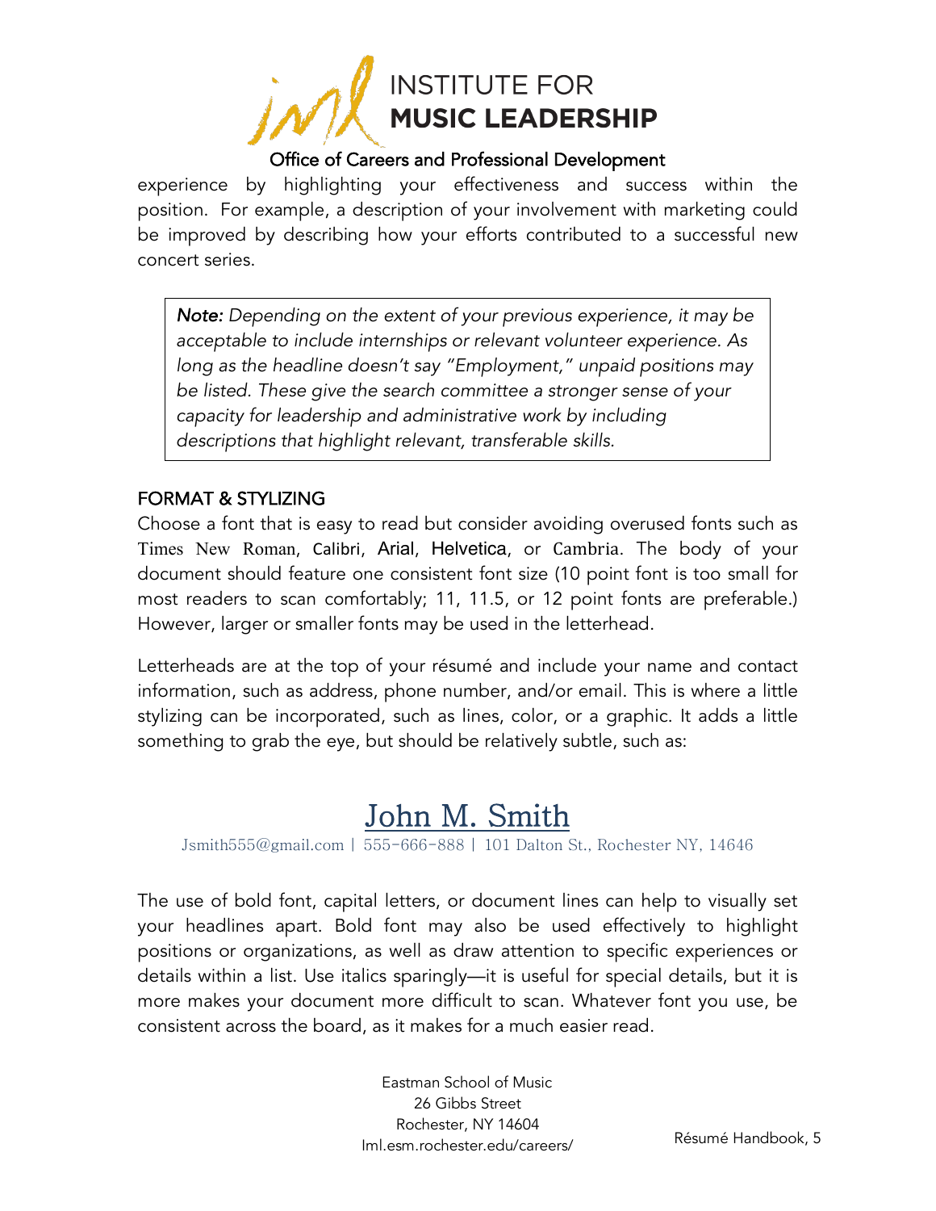experience by highlighting your effectiveness and success within the position. For example, a description of your involvement with marketing could be improved by describing how your efforts contributed to a successful new concert series.

> ***Note:*** *Depending on the extent of your previous experience, it may be acceptable to include internships or relevant volunteer experience. As long as the headline doesn't say "Employment," unpaid positions may be listed. These give the search committee a stronger sense of your capacity for leadership and administrative work by including descriptions that highlight relevant, transferable skills.*

## FORMAT & STYLIZING

Choose a font that is easy to read but consider avoiding overused fonts such as Times New Roman, Calibri, Arial, Helvetica, or Cambria. The body of your document should feature one consistent font size (10 point font is too small for most readers to scan comfortably; 11, 11.5, or 12 point fonts are preferable.) However, larger or smaller fonts may be used in the letterhead.

Letterheads are at the top of your résumé and include your name and contact information, such as address, phone number, and/or email. This is where a little stylizing can be incorporated, such as lines, color, or a graphic. It adds a little something to grab the eye, but should be relatively subtle, such as:

<u>John M. Smith</u>

Jsmith555@gmail.com | 555-666-888 | 101 Dalton St., Rochester NY, 14646

The use of bold font, capital letters, or document lines can help to visually set your headlines apart. Bold font may also be used effectively to highlight positions or organizations, as well as draw attention to specific experiences or details within a list. Use italics sparingly—it is useful for special details, but it is more makes your document more difficult to scan. Whatever font you use, be consistent across the board, as it makes for a much easier read.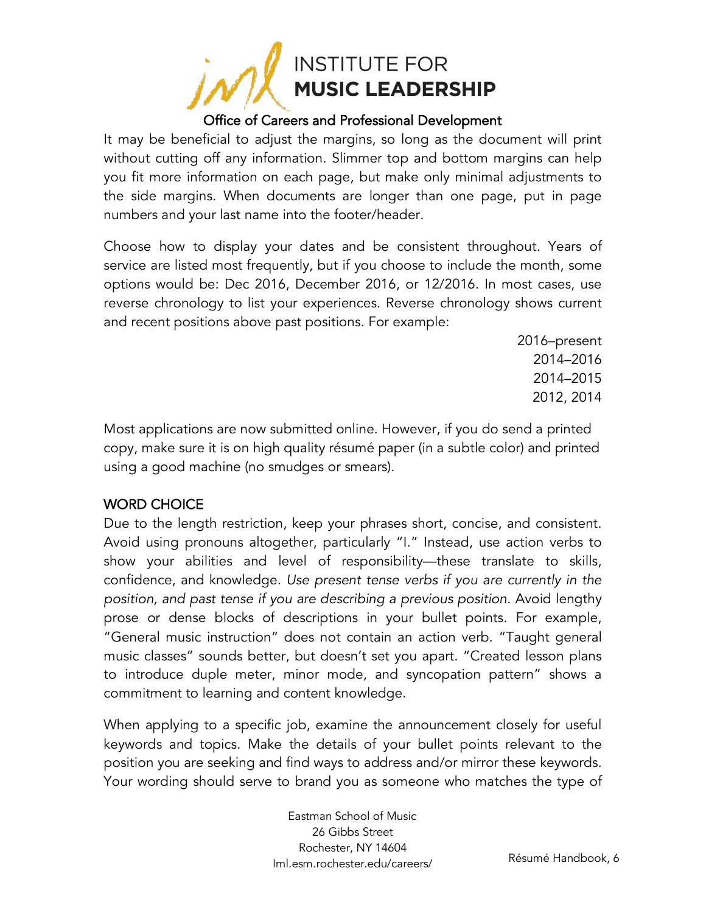It may be beneficial to adjust the margins, so long as the document will print without cutting off any information. Slimmer top and bottom margins can help you fit more information on each page, but make only minimal adjustments to the side margins. When documents are longer than one page, put in page numbers and your last name into the footer/header.

Choose how to display your dates and be consistent throughout. Years of service are listed most frequently, but if you choose to include the month, some options would be: Dec 2016, December 2016, or 12/2016. In most cases, use reverse chronology to list your experiences. Reverse chronology shows current and recent positions above past positions. For example:

2016–present
2014–2016
2014–2015
2012, 2014

Most applications are now submitted online. However, if you do send a printed copy, make sure it is on high quality résumé paper (in a subtle color) and printed using a good machine (no smudges or smears).

## WORD CHOICE

Due to the length restriction, keep your phrases short, concise, and consistent. Avoid using pronouns altogether, particularly "I." Instead, use action verbs to show your abilities and level of responsibility—these translate to skills, confidence, and knowledge. *Use present tense verbs if you are currently in the position, and past tense if you are describing a previous position*. Avoid lengthy prose or dense blocks of descriptions in your bullet points. For example, "General music instruction" does not contain an action verb. "Taught general music classes" sounds better, but doesn't set you apart. "Created lesson plans to introduce duple meter, minor mode, and syncopation pattern" shows a commitment to learning and content knowledge.

When applying to a specific job, examine the announcement closely for useful keywords and topics. Make the details of your bullet points relevant to the position you are seeking and find ways to address and/or mirror these keywords. Your wording should serve to brand you as someone who matches the type of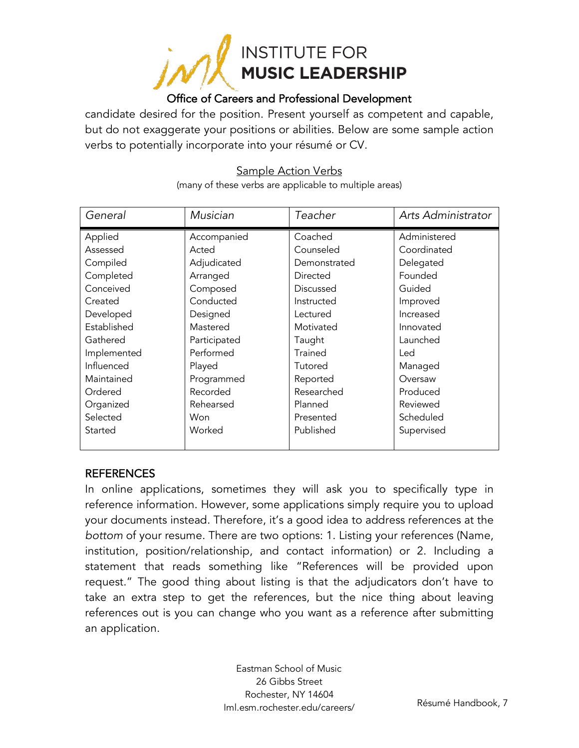candidate desired for the position. Present yourself as competent and capable, but do not exaggerate your positions or abilities. Below are some sample action verbs to potentially incorporate into your résumé or CV.

<u>Sample Action Verbs</u>

(many of these verbs are applicable to multiple areas)

| *General* | *Musician* | *Teacher* | *Arts Administrator* |
|---|---|---|---|
| Applied | Accompanied | Coached | Administered |
| Assessed | Acted | Counseled | Coordinated |
| Compiled | Adjudicated | Demonstrated | Delegated |
| Completed | Arranged | Directed | Founded |
| Conceived | Composed | Discussed | Guided |
| Created | Conducted | Instructed | Improved |
| Developed | Designed | Lectured | Increased |
| Established | Mastered | Motivated | Innovated |
| Gathered | Participated | Taught | Launched |
| Implemented | Performed | Trained | Led |
| Influenced | Played | Tutored | Managed |
| Maintained | Programmed | Reported | Oversaw |
| Ordered | Recorded | Researched | Produced |
| Organized | Rehearsed | Planned | Reviewed |
| Selected | Won | Presented | Scheduled |
| Started | Worked | Published | Supervised |

## REFERENCES

In online applications, sometimes they will ask you to specifically type in reference information. However, some applications simply require you to upload your documents instead. Therefore, it's a good idea to address references at the *bottom* of your resume. There are two options: 1. Listing your references (Name, institution, position/relationship, and contact information) or 2. Including a statement that reads something like "References will be provided upon request." The good thing about listing is that the adjudicators don't have to take an extra step to get the references, but the nice thing about leaving references out is you can change who you want as a reference after submitting an application.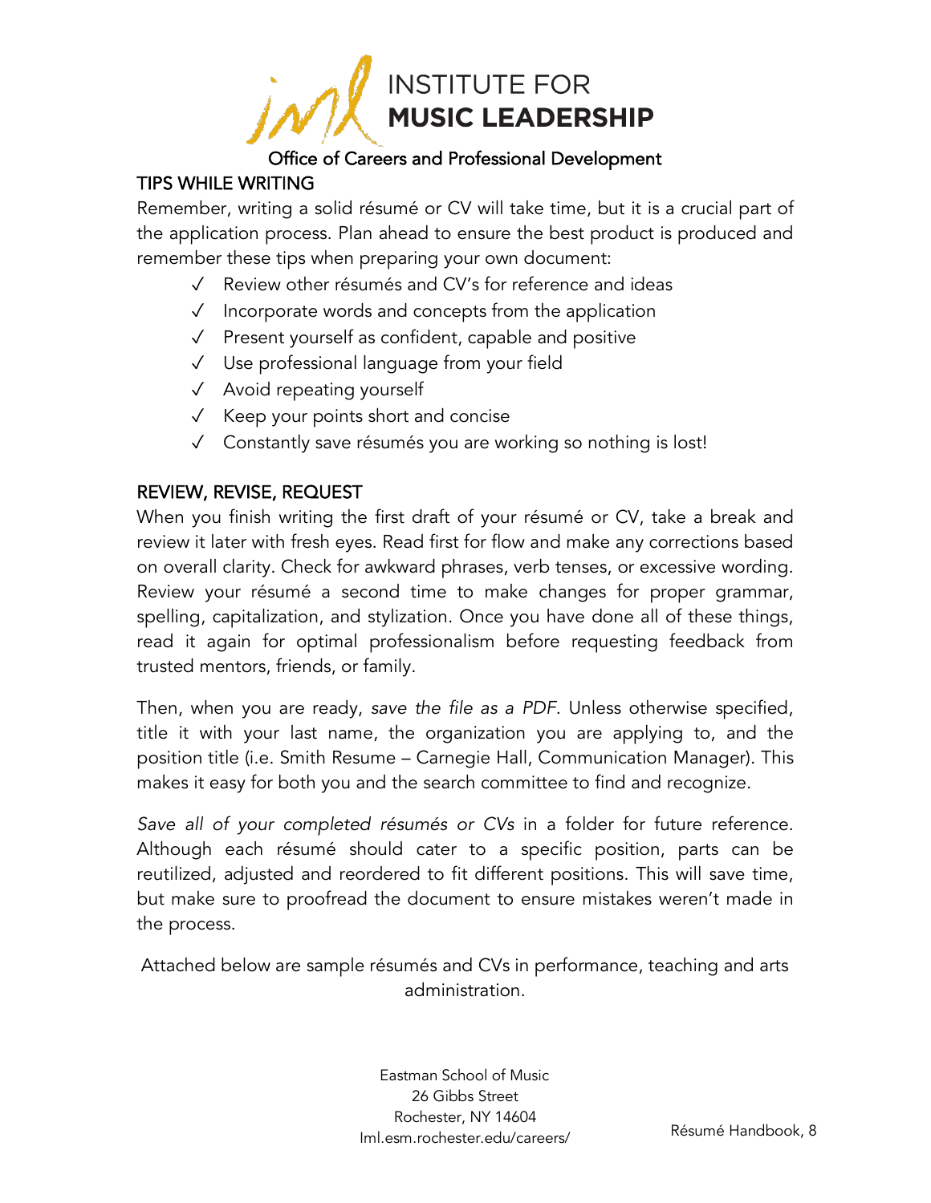## TIPS WHILE WRITING

Remember, writing a solid résumé or CV will take time, but it is a crucial part of the application process. Plan ahead to ensure the best product is produced and remember these tips when preparing your own document:

- ✓ Review other résumés and CV's for reference and ideas
- ✓ Incorporate words and concepts from the application
- ✓ Present yourself as confident, capable and positive
- ✓ Use professional language from your field
- ✓ Avoid repeating yourself
- ✓ Keep your points short and concise
- ✓ Constantly save résumés you are working so nothing is lost!

## REVIEW, REVISE, REQUEST

When you finish writing the first draft of your résumé or CV, take a break and review it later with fresh eyes. Read first for flow and make any corrections based on overall clarity. Check for awkward phrases, verb tenses, or excessive wording. Review your résumé a second time to make changes for proper grammar, spelling, capitalization, and stylization. Once you have done all of these things, read it again for optimal professionalism before requesting feedback from trusted mentors, friends, or family.

Then, when you are ready, *save the file as a PDF.* Unless otherwise specified, title it with your last name, the organization you are applying to, and the position title (i.e. Smith Resume – Carnegie Hall, Communication Manager). This makes it easy for both you and the search committee to find and recognize.

*Save all of your completed résumés or CVs* in a folder for future reference. Although each résumé should cater to a specific position, parts can be reutilized, adjusted and reordered to fit different positions. This will save time, but make sure to proofread the document to ensure mistakes weren't made in the process.

Attached below are sample résumés and CVs in performance, teaching and arts administration.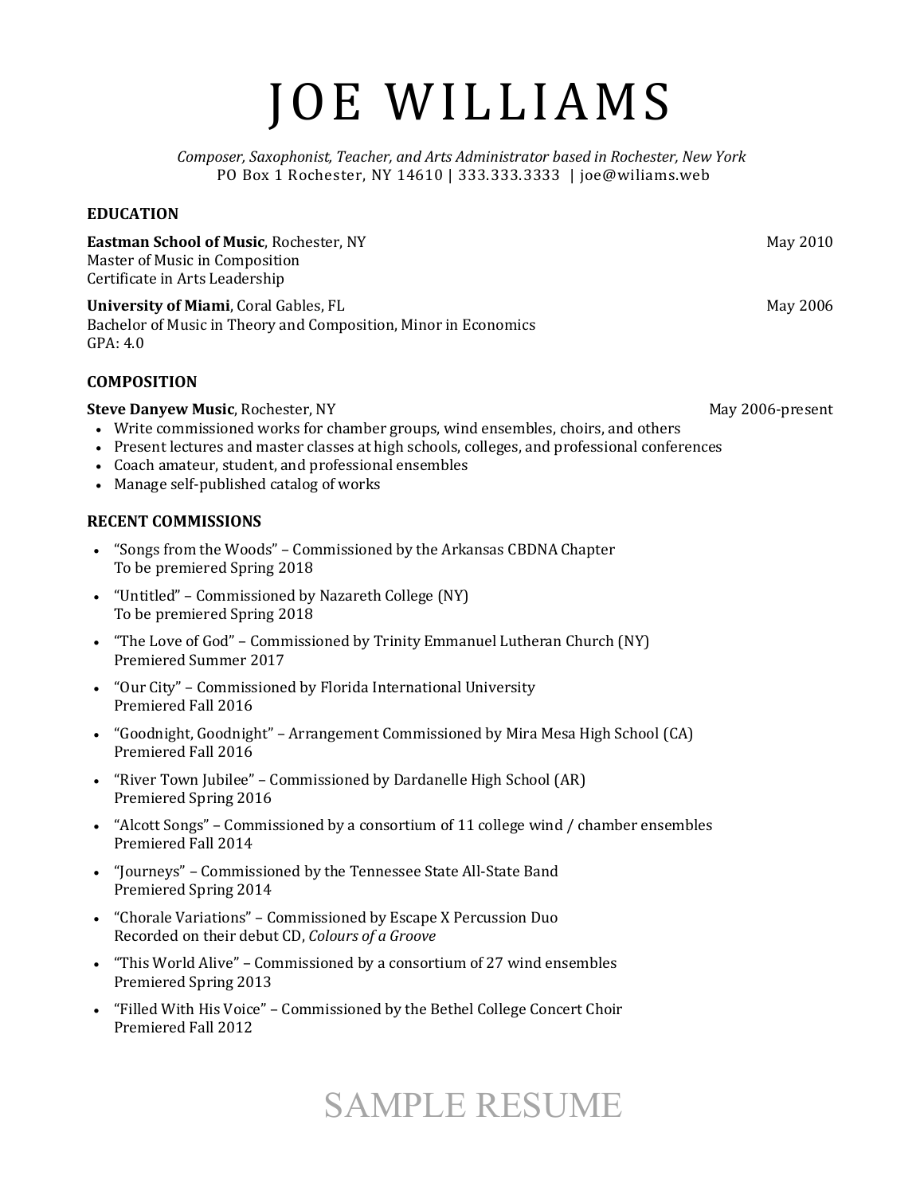# JOE WILLIAMS

*Composer, Saxophonist, Teacher, and Arts Administrator based in Rochester, New York*
PO Box 1 Rochester, NY 14610 | 333.333.3333 | joe@wiliams.web

## EDUCATION

**Eastman School of Music**, Rochester, NY — May 2010
Master of Music in Composition
Certificate in Arts Leadership

**University of Miami**, Coral Gables, FL — May 2006
Bachelor of Music in Theory and Composition, Minor in Economics
GPA: 4.0

## COMPOSITION

**Steve Danyew Music**, Rochester, NY — May 2006-present

- Write commissioned works for chamber groups, wind ensembles, choirs, and others
- Present lectures and master classes at high schools, colleges, and professional conferences
- Coach amateur, student, and professional ensembles
- Manage self-published catalog of works

## RECENT COMMISSIONS

- "Songs from the Woods" – Commissioned by the Arkansas CBDNA Chapter
  To be premiered Spring 2018
- "Untitled" – Commissioned by Nazareth College (NY)
  To be premiered Spring 2018
- "The Love of God" – Commissioned by Trinity Emmanuel Lutheran Church (NY)
  Premiered Summer 2017
- "Our City" – Commissioned by Florida International University
  Premiered Fall 2016
- "Goodnight, Goodnight" – Arrangement Commissioned by Mira Mesa High School (CA)
  Premiered Fall 2016
- "River Town Jubilee" – Commissioned by Dardanelle High School (AR)
  Premiered Spring 2016
- "Alcott Songs" – Commissioned by a consortium of 11 college wind / chamber ensembles
  Premiered Fall 2014
- "Journeys" – Commissioned by the Tennessee State All-State Band
  Premiered Spring 2014
- "Chorale Variations" – Commissioned by Escape X Percussion Duo
  Recorded on their debut CD, *Colours of a Groove*
- "This World Alive" – Commissioned by a consortium of 27 wind ensembles
  Premiered Spring 2013
- "Filled With His Voice" – Commissioned by the Bethel College Concert Choir
  Premiered Fall 2012

SAMPLE RESUME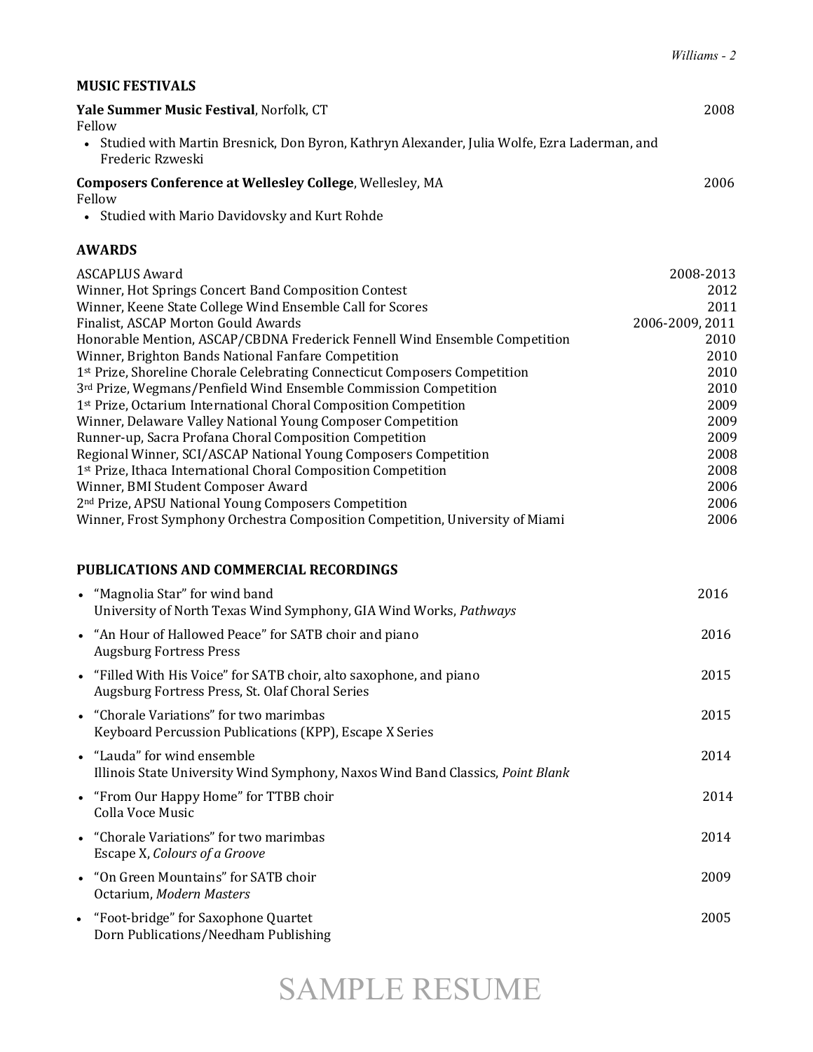## MUSIC FESTIVALS

**Yale Summer Music Festival**, Norfolk, CT — 2008
Fellow
- Studied with Martin Bresnick, Don Byron, Kathryn Alexander, Julia Wolfe, Ezra Laderman, and Frederic Rzweski

**Composers Conference at Wellesley College**, Wellesley, MA — 2006
Fellow
- Studied with Mario Davidovsky and Kurt Rohde

## AWARDS

| Award | Year |
|---|---|
| ASCAPLUS Award | 2008-2013 |
| Winner, Hot Springs Concert Band Composition Contest | 2012 |
| Winner, Keene State College Wind Ensemble Call for Scores | 2011 |
| Finalist, ASCAP Morton Gould Awards | 2006-2009, 2011 |
| Honorable Mention, ASCAP/CBDNA Frederick Fennell Wind Ensemble Competition | 2010 |
| Winner, Brighton Bands National Fanfare Competition | 2010 |
| 1st Prize, Shoreline Chorale Celebrating Connecticut Composers Competition | 2010 |
| 3rd Prize, Wegmans/Penfield Wind Ensemble Commission Competition | 2010 |
| 1st Prize, Octarium International Choral Composition Competition | 2009 |
| Winner, Delaware Valley National Young Composer Competition | 2009 |
| Runner-up, Sacra Profana Choral Composition Competition | 2009 |
| Regional Winner, SCI/ASCAP National Young Composers Competition | 2008 |
| 1st Prize, Ithaca International Choral Composition Competition | 2008 |
| Winner, BMI Student Composer Award | 2006 |
| 2nd Prize, APSU National Young Composers Competition | 2006 |
| Winner, Frost Symphony Orchestra Composition Competition, University of Miami | 2006 |

## PUBLICATIONS AND COMMERCIAL RECORDINGS

- "Magnolia Star" for wind band — 2016
  University of North Texas Wind Symphony, GIA Wind Works, *Pathways*
- "An Hour of Hallowed Peace" for SATB choir and piano — 2016
  Augsburg Fortress Press
- "Filled With His Voice" for SATB choir, alto saxophone, and piano — 2015
  Augsburg Fortress Press, St. Olaf Choral Series
- "Chorale Variations" for two marimbas — 2015
  Keyboard Percussion Publications (KPP), Escape X Series
- "Lauda" for wind ensemble — 2014
  Illinois State University Wind Symphony, Naxos Wind Band Classics, *Point Blank*
- "From Our Happy Home" for TTBB choir — 2014
  Colla Voce Music
- "Chorale Variations" for two marimbas — 2014
  Escape X, *Colours of a Groove*
- "On Green Mountains" for SATB choir — 2009
  Octarium, *Modern Masters*
- "Foot-bridge" for Saxophone Quartet — 2005
  Dorn Publications/Needham Publishing

SAMPLE RESUME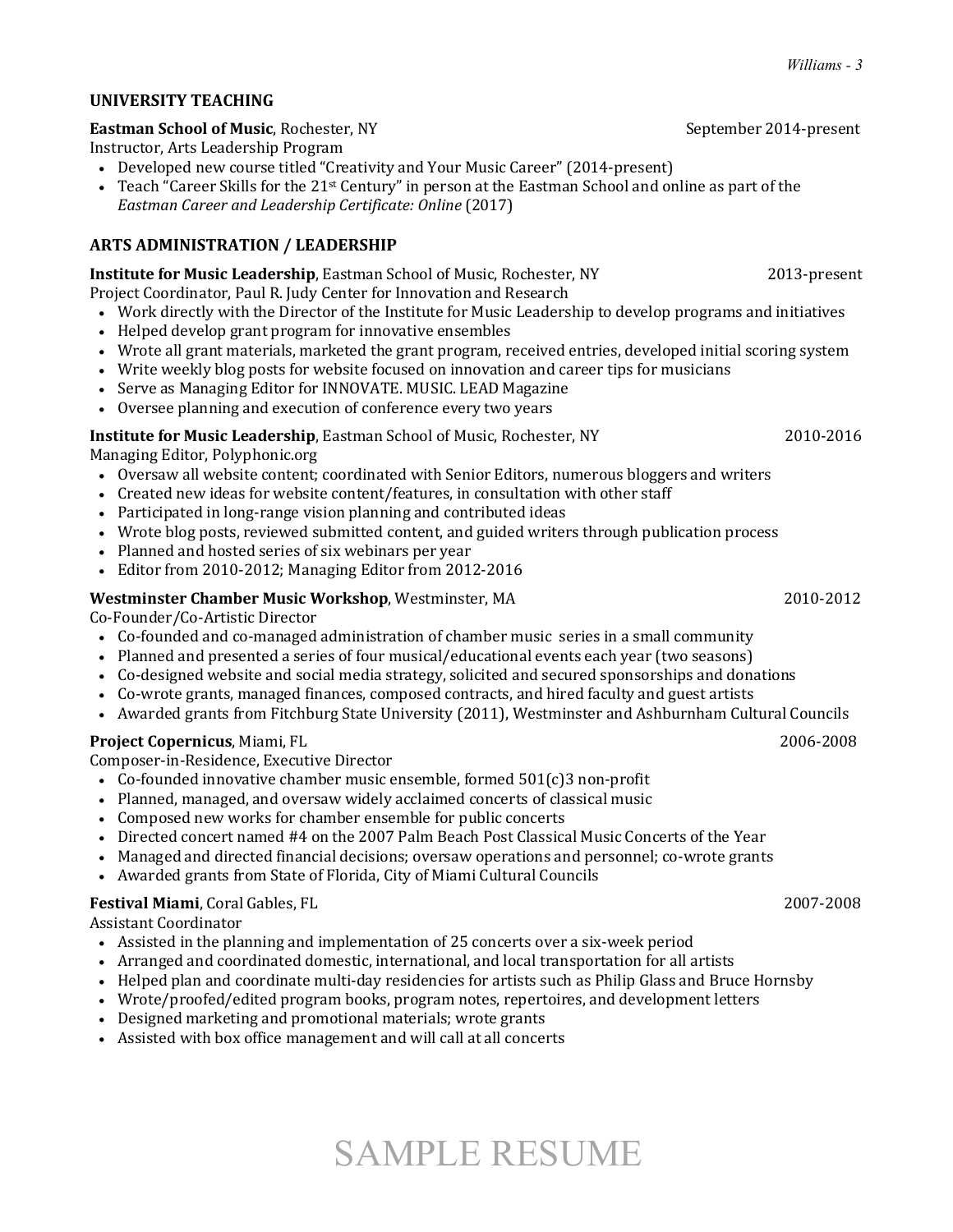## UNIVERSITY TEACHING

**Eastman School of Music**, Rochester, NY September 2014-present

Instructor, Arts Leadership Program

- Developed new course titled "Creativity and Your Music Career" (2014-present)
- Teach "Career Skills for the 21st Century" in person at the Eastman School and online as part of the *Eastman Career and Leadership Certificate: Online* (2017)

## ARTS ADMINISTRATION / LEADERSHIP

**Institute for Music Leadership**, Eastman School of Music, Rochester, NY 2013-present

Project Coordinator, Paul R. Judy Center for Innovation and Research

- Work directly with the Director of the Institute for Music Leadership to develop programs and initiatives
- Helped develop grant program for innovative ensembles
- Wrote all grant materials, marketed the grant program, received entries, developed initial scoring system
- Write weekly blog posts for website focused on innovation and career tips for musicians
- Serve as Managing Editor for INNOVATE. MUSIC. LEAD Magazine
- Oversee planning and execution of conference every two years

**Institute for Music Leadership**, Eastman School of Music, Rochester, NY 2010-2016

Managing Editor, Polyphonic.org

- Oversaw all website content; coordinated with Senior Editors, numerous bloggers and writers
- Created new ideas for website content/features, in consultation with other staff
- Participated in long-range vision planning and contributed ideas
- Wrote blog posts, reviewed submitted content, and guided writers through publication process
- Planned and hosted series of six webinars per year
- Editor from 2010-2012; Managing Editor from 2012-2016

**Westminster Chamber Music Workshop**, Westminster, MA 2010-2012

Co-Founder/Co-Artistic Director

- Co-founded and co-managed administration of chamber music series in a small community
- Planned and presented a series of four musical/educational events each year (two seasons)
- Co-designed website and social media strategy, solicited and secured sponsorships and donations
- Co-wrote grants, managed finances, composed contracts, and hired faculty and guest artists
- Awarded grants from Fitchburg State University (2011), Westminster and Ashburnham Cultural Councils

**Project Copernicus**, Miami, FL 2006-2008

Composer-in-Residence, Executive Director

- Co-founded innovative chamber music ensemble, formed 501(c)3 non-profit
- Planned, managed, and oversaw widely acclaimed concerts of classical music
- Composed new works for chamber ensemble for public concerts
- Directed concert named #4 on the 2007 Palm Beach Post Classical Music Concerts of the Year
- Managed and directed financial decisions; oversaw operations and personnel; co-wrote grants
- Awarded grants from State of Florida, City of Miami Cultural Councils

**Festival Miami**, Coral Gables, FL 2007-2008

Assistant Coordinator

- Assisted in the planning and implementation of 25 concerts over a six-week period
- Arranged and coordinated domestic, international, and local transportation for all artists
- Helped plan and coordinate multi-day residencies for artists such as Philip Glass and Bruce Hornsby
- Wrote/proofed/edited program books, program notes, repertoires, and development letters
- Designed marketing and promotional materials; wrote grants
- Assisted with box office management and will call at all concerts

SAMPLE RESUME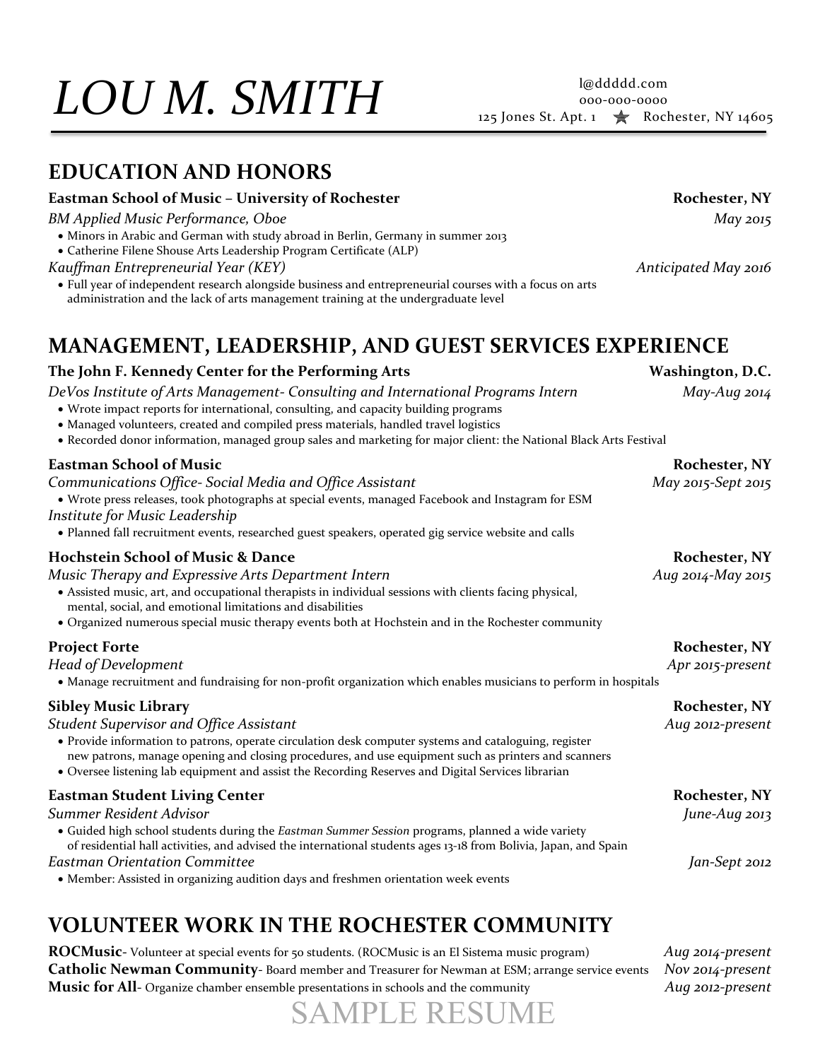# LOU M. SMITH

l@ddddd.com
000-000-0000
125 Jones St. Apt. 1 ★ Rochester, NY 14605

## EDUCATION AND HONORS

**Eastman School of Music – University of Rochester** — **Rochester, NY**

*BM Applied Music Performance, Oboe* — *May 2015*

- Minors in Arabic and German with study abroad in Berlin, Germany in summer 2013
- Catherine Filene Shouse Arts Leadership Program Certificate (ALP)

*Kauffman Entrepreneurial Year (KEY)* — *Anticipated May 2016*

- Full year of independent research alongside business and entrepreneurial courses with a focus on arts administration and the lack of arts management training at the undergraduate level

## MANAGEMENT, LEADERSHIP, AND GUEST SERVICES EXPERIENCE

**The John F. Kennedy Center for the Performing Arts** — **Washington, D.C.**

*DeVos Institute of Arts Management- Consulting and International Programs Intern* — *May-Aug 2014*

- Wrote impact reports for international, consulting, and capacity building programs
- Managed volunteers, created and compiled press materials, handled travel logistics
- Recorded donor information, managed group sales and marketing for major client: the National Black Arts Festival

**Eastman School of Music** — **Rochester, NY**

*Communications Office- Social Media and Office Assistant* — *May 2015-Sept 2015*

- Wrote press releases, took photographs at special events, managed Facebook and Instagram for ESM

*Institute for Music Leadership*

- Planned fall recruitment events, researched guest speakers, operated gig service website and calls

**Hochstein School of Music & Dance** — **Rochester, NY**

*Music Therapy and Expressive Arts Department Intern* — *Aug 2014-May 2015*

- Assisted music, art, and occupational therapists in individual sessions with clients facing physical, mental, social, and emotional limitations and disabilities
- Organized numerous special music therapy events both at Hochstein and in the Rochester community

**Project Forte** — **Rochester, NY**

*Head of Development* — *Apr 2015-present*

- Manage recruitment and fundraising for non-profit organization which enables musicians to perform in hospitals

**Sibley Music Library** — **Rochester, NY**

*Student Supervisor and Office Assistant* — *Aug 2012-present*

- Provide information to patrons, operate circulation desk computer systems and cataloguing, register new patrons, manage opening and closing procedures, and use equipment such as printers and scanners
- Oversee listening lab equipment and assist the Recording Reserves and Digital Services librarian

**Eastman Student Living Center** — **Rochester, NY**

*Summer Resident Advisor* — *June-Aug 2013*

- Guided high school students during the *Eastman Summer Session* programs, planned a wide variety of residential hall activities, and advised the international students ages 13-18 from Bolivia, Japan, and Spain

*Eastman Orientation Committee* — *Jan-Sept 2012*

- Member: Assisted in organizing audition days and freshmen orientation week events

## VOLUNTEER WORK IN THE ROCHESTER COMMUNITY

**ROCMusic**- Volunteer at special events for 50 students. (ROCMusic is an El Sistema music program) — *Aug 2014-present*

**Catholic Newman Community**- Board member and Treasurer for Newman at ESM; arrange service events — *Nov 2014-present*

**Music for All**- Organize chamber ensemble presentations in schools and the community — *Aug 2012-present*

SAMPLE RESUME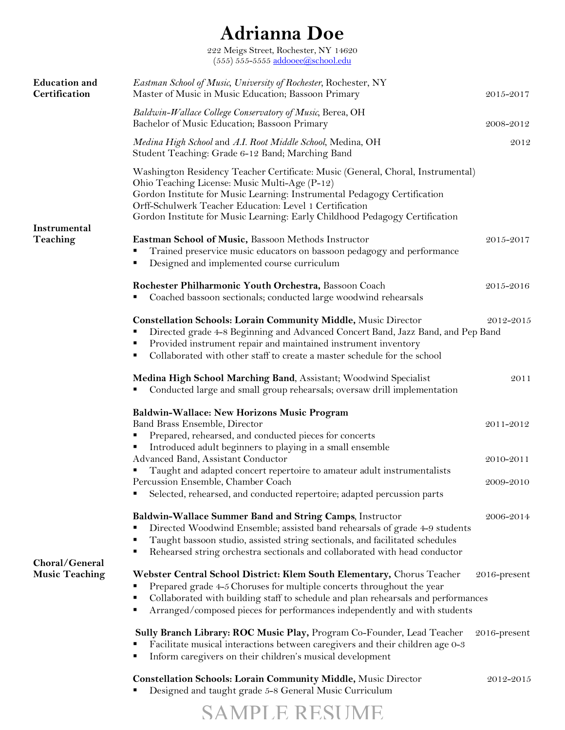# Adrianna Doe

222 Meigs Street, Rochester, NY 14620
(555) 555-5555 addooee@school.edu

## Education and Certification

*Eastman School of Music, University of Rochester*, Rochester, NY
Master of Music in Music Education; Bassoon Primary 2015-2017

*Baldwin-Wallace College Conservatory of Music*, Berea, OH
Bachelor of Music Education; Bassoon Primary 2008-2012

*Medina High School* and *A.I. Root Middle School*, Medina, OH 2012
Student Teaching: Grade 6-12 Band; Marching Band

Washington Residency Teacher Certificate: Music (General, Choral, Instrumental)
Ohio Teaching License: Music Multi-Age (P-12)
Gordon Institute for Music Learning: Instrumental Pedagogy Certification
Orff-Schulwerk Teacher Education: Level 1 Certification
Gordon Institute for Music Learning: Early Childhood Pedagogy Certification

## Instrumental Teaching

**Eastman School of Music,** Bassoon Methods Instructor 2015-2017

- Trained preservice music educators on bassoon pedagogy and performance
- Designed and implemented course curriculum

**Rochester Philharmonic Youth Orchestra,** Bassoon Coach 2015-2016

- Coached bassoon sectionals; conducted large woodwind rehearsals

**Constellation Schools: Lorain Community Middle,** Music Director 2012-2015

- Directed grade 4-8 Beginning and Advanced Concert Band, Jazz Band, and Pep Band
- Provided instrument repair and maintained instrument inventory
- Collaborated with other staff to create a master schedule for the school

**Medina High School Marching Band**, Assistant; Woodwind Specialist 2011

- Conducted large and small group rehearsals; oversaw drill implementation

**Baldwin-Wallace: New Horizons Music Program**

Band Brass Ensemble, Director 2011-2012

- Prepared, rehearsed, and conducted pieces for concerts
- Introduced adult beginners to playing in a small ensemble

Advanced Band, Assistant Conductor 2010-2011

- Taught and adapted concert repertoire to amateur adult instrumentalists

Percussion Ensemble, Chamber Coach 2009-2010

- Selected, rehearsed, and conducted repertoire; adapted percussion parts

**Baldwin-Wallace Summer Band and String Camps**, Instructor 2006-2014

- Directed Woodwind Ensemble; assisted band rehearsals of grade 4-9 students
- Taught bassoon studio, assisted string sectionals, and facilitated schedules
- Rehearsed string orchestra sectionals and collaborated with head conductor

## Choral/General Music Teaching

**Webster Central School District: Klem South Elementary,** Chorus Teacher 2016-present

- Prepared grade 4-5 Choruses for multiple concerts throughout the year
- Collaborated with building staff to schedule and plan rehearsals and performances
- Arranged/composed pieces for performances independently and with students

**Sully Branch Library: ROC Music Play,** Program Co-Founder, Lead Teacher 2016-present

- Facilitate musical interactions between caregivers and their children age 0-3
- Inform caregivers on their children's musical development

**Constellation Schools: Lorain Community Middle,** Music Director 2012-2015

- Designed and taught grade 5-8 General Music Curriculum

SAMPLE RESUME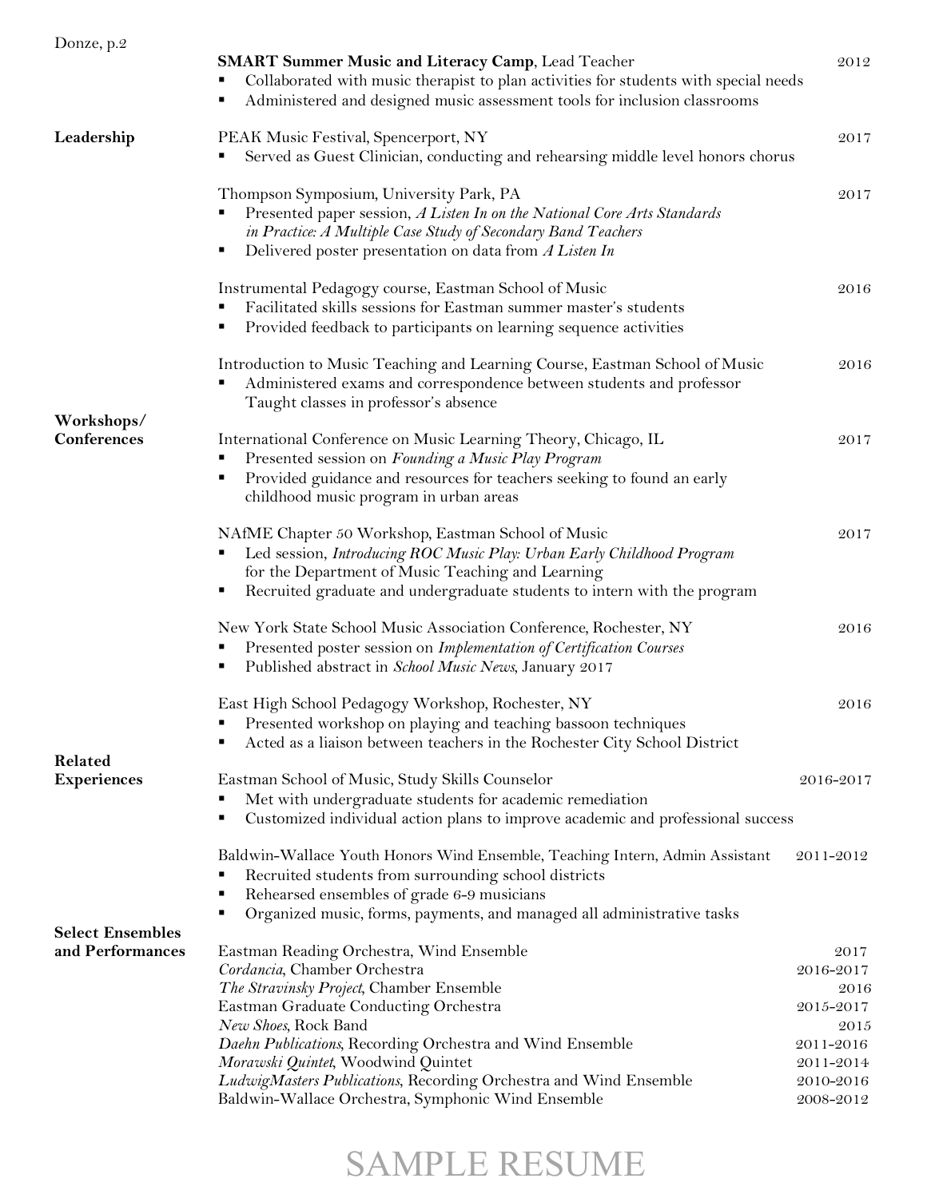**SMART Summer Music and Literacy Camp**, Lead Teacher 2012

- Collaborated with music therapist to plan activities for students with special needs
- Administered and designed music assessment tools for inclusion classrooms

## Leadership

PEAK Music Festival, Spencerport, NY 2017

- Served as Guest Clinician, conducting and rehearsing middle level honors chorus

Thompson Symposium, University Park, PA 2017

- Presented paper session, *A Listen In on the National Core Arts Standards in Practice: A Multiple Case Study of Secondary Band Teachers*
- Delivered poster presentation on data from *A Listen In*

Instrumental Pedagogy course, Eastman School of Music 2016

- Facilitated skills sessions for Eastman summer master's students
- Provided feedback to participants on learning sequence activities

Introduction to Music Teaching and Learning Course, Eastman School of Music 2016

- Administered exams and correspondence between students and professor
  Taught classes in professor's absence

## Workshops/ Conferences

International Conference on Music Learning Theory, Chicago, IL 2017

- Presented session on *Founding a Music Play Program*
- Provided guidance and resources for teachers seeking to found an early childhood music program in urban areas

NAfME Chapter 50 Workshop, Eastman School of Music 2017

- Led session, *Introducing ROC Music Play: Urban Early Childhood Program* for the Department of Music Teaching and Learning
- Recruited graduate and undergraduate students to intern with the program

New York State School Music Association Conference, Rochester, NY 2016

- Presented poster session on *Implementation of Certification Courses*
- Published abstract in *School Music News*, January 2017

East High School Pedagogy Workshop, Rochester, NY 2016

- Presented workshop on playing and teaching bassoon techniques
- Acted as a liaison between teachers in the Rochester City School District

## Related Experiences

Eastman School of Music, Study Skills Counselor 2016-2017

- Met with undergraduate students for academic remediation
- Customized individual action plans to improve academic and professional success

Baldwin-Wallace Youth Honors Wind Ensemble, Teaching Intern, Admin Assistant 2011-2012

- Recruited students from surrounding school districts
- Rehearsed ensembles of grade 6-9 musicians
- Organized music, forms, payments, and managed all administrative tasks

## Select Ensembles and Performances

Eastman Reading Orchestra, Wind Ensemble 2017
*Cordancia*, Chamber Orchestra 2016-2017
*The Stravinsky Project*, Chamber Ensemble 2016
Eastman Graduate Conducting Orchestra 2015-2017
*New Shoes*, Rock Band 2015
*Daehn Publications*, Recording Orchestra and Wind Ensemble 2011-2016
*Morawski Quintet*, Woodwind Quintet 2011-2014
*LudwigMasters Publications*, Recording Orchestra and Wind Ensemble 2010-2016
Baldwin-Wallace Orchestra, Symphonic Wind Ensemble 2008-2012

SAMPLE RESUME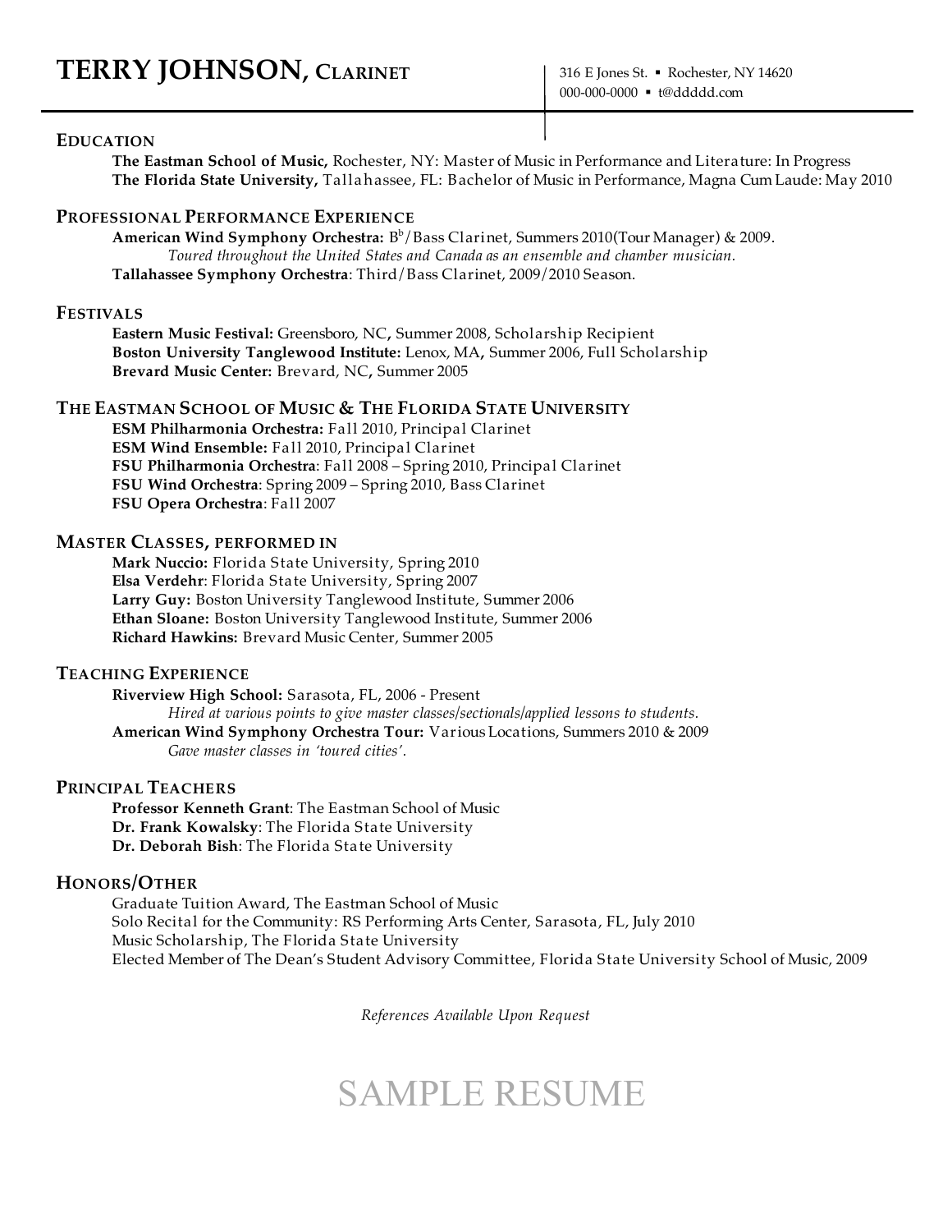# TERRY JOHNSON, CLARINET

316 E Jones St. ▪ Rochester, NY 14620
000-000-0000 ▪ t@ddddd.com

## EDUCATION

**The Eastman School of Music,** Rochester, NY: Master of Music in Performance and Literature: In Progress
**The Florida State University,** Tallahassee, FL: Bachelor of Music in Performance, Magna Cum Laude: May 2010

## PROFESSIONAL PERFORMANCE EXPERIENCE

**American Wind Symphony Orchestra:** $B^b$/Bass Clarinet, Summers 2010(Tour Manager) & 2009.
*Toured throughout the United States and Canada as an ensemble and chamber musician.*
**Tallahassee Symphony Orchestra**: Third/Bass Clarinet, 2009/2010 Season.

## FESTIVALS

**Eastern Music Festival:** Greensboro, NC**,** Summer 2008, Scholarship Recipient
**Boston University Tanglewood Institute:** Lenox, MA**,** Summer 2006, Full Scholarship
**Brevard Music Center:** Brevard, NC**,** Summer 2005

## THE EASTMAN SCHOOL OF MUSIC & THE FLORIDA STATE UNIVERSITY

**ESM Philharmonia Orchestra:** Fall 2010, Principal Clarinet
**ESM Wind Ensemble:** Fall 2010, Principal Clarinet
**FSU Philharmonia Orchestra**: Fall 2008 – Spring 2010, Principal Clarinet
**FSU Wind Orchestra**: Spring 2009 – Spring 2010, Bass Clarinet
**FSU Opera Orchestra**: Fall 2007

## MASTER CLASSES, PERFORMED IN

**Mark Nuccio:** Florida State University, Spring 2010
**Elsa Verdehr**: Florida State University, Spring 2007
**Larry Guy:** Boston University Tanglewood Institute, Summer 2006
**Ethan Sloane:** Boston University Tanglewood Institute, Summer 2006
**Richard Hawkins:** Brevard Music Center, Summer 2005

## TEACHING EXPERIENCE

**Riverview High School:** Sarasota, FL, 2006 - Present
*Hired at various points to give master classes/sectionals/applied lessons to students.*
**American Wind Symphony Orchestra Tour:** Various Locations, Summers 2010 & 2009
*Gave master classes in 'toured cities'.*

## PRINCIPAL TEACHERS

**Professor Kenneth Grant**: The Eastman School of Music
**Dr. Frank Kowalsky**: The Florida State University
**Dr. Deborah Bish**: The Florida State University

## HONORS/OTHER

Graduate Tuition Award, The Eastman School of Music
Solo Recital for the Community: RS Performing Arts Center, Sarasota, FL, July 2010
Music Scholarship, The Florida State University
Elected Member of The Dean's Student Advisory Committee, Florida State University School of Music, 2009

*References Available Upon Request*

SAMPLE RESUME